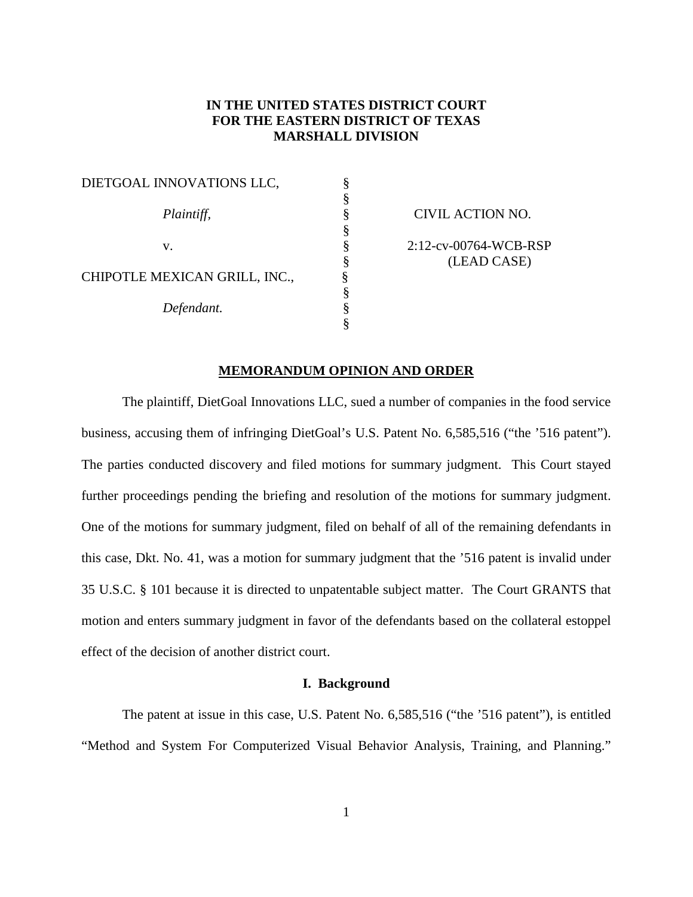**IN THE UNITED STATES DISTRICT COURT**
**FOR THE EASTERN DISTRICT OF TEXAS**
**MARSHALL DIVISION**

| | | |
|---|---|---|
| DIETGOAL INNOVATIONS LLC, | § | |
| | § | |
| *Plaintiff,* | § | CIVIL ACTION NO. |
| | § | |
| v. | § | 2:12-cv-00764-WCB-RSP |
| | § | (LEAD CASE) |
| CHIPOTLE MEXICAN GRILL, INC., | § | |
| | § | |
| *Defendant.* | § | |
| | § | |

## MEMORANDUM OPINION AND ORDER

The plaintiff, DietGoal Innovations LLC, sued a number of companies in the food service business, accusing them of infringing DietGoal's U.S. Patent No. 6,585,516 ("the '516 patent"). The parties conducted discovery and filed motions for summary judgment. This Court stayed further proceedings pending the briefing and resolution of the motions for summary judgment. One of the motions for summary judgment, filed on behalf of all of the remaining defendants in this case, Dkt. No. 41, was a motion for summary judgment that the '516 patent is invalid under 35 U.S.C. § 101 because it is directed to unpatentable subject matter. The Court GRANTS that motion and enters summary judgment in favor of the defendants based on the collateral estoppel effect of the decision of another district court.

### I. Background

The patent at issue in this case, U.S. Patent No. 6,585,516 ("the '516 patent"), is entitled "Method and System For Computerized Visual Behavior Analysis, Training, and Planning."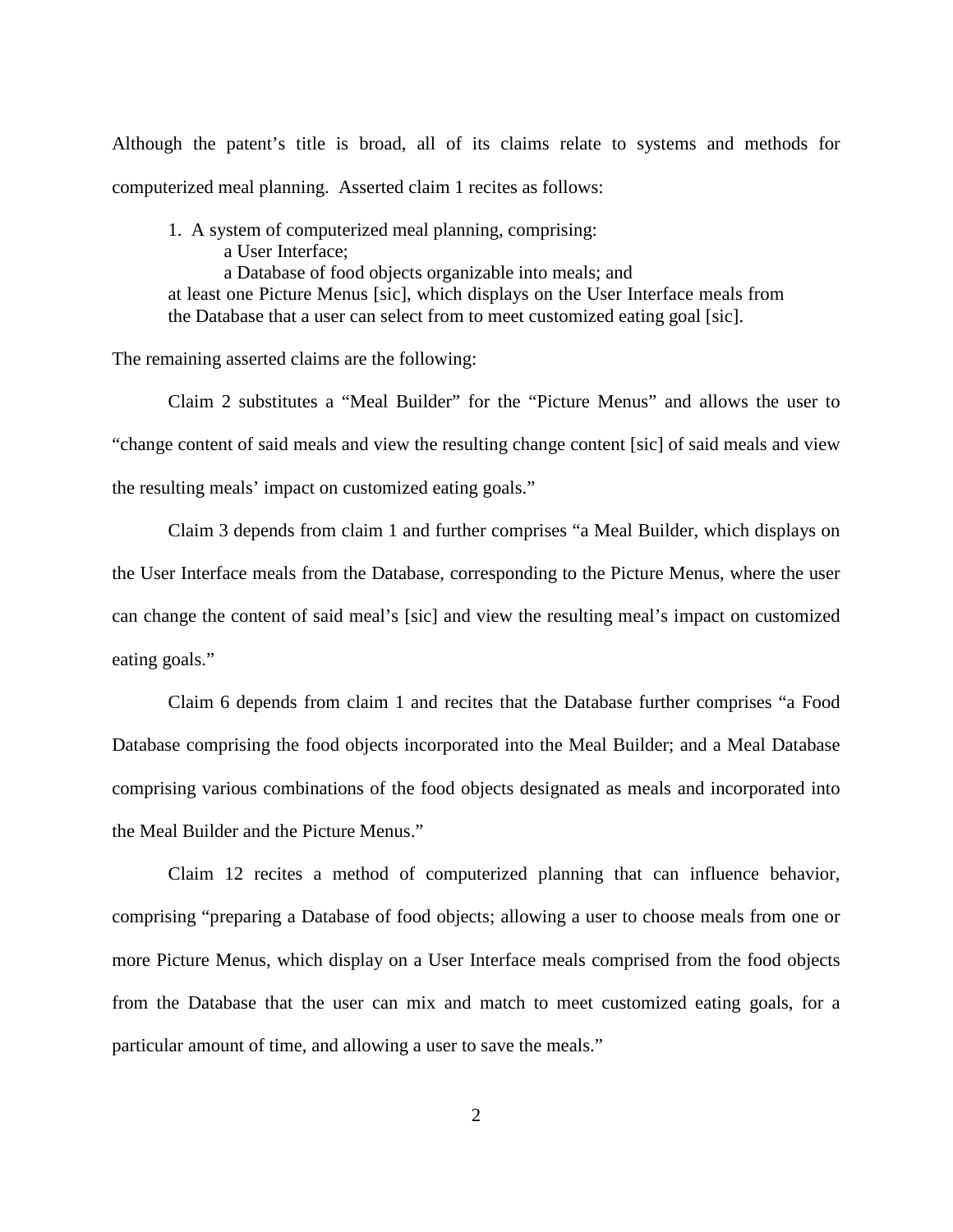Although the patent's title is broad, all of its claims relate to systems and methods for computerized meal planning. Asserted claim 1 recites as follows:

> 1. A system of computerized meal planning, comprising:
> a User Interface;
> a Database of food objects organizable into meals; and
> at least one Picture Menus [sic], which displays on the User Interface meals from the Database that a user can select from to meet customized eating goal [sic].

The remaining asserted claims are the following:

Claim 2 substitutes a "Meal Builder" for the "Picture Menus" and allows the user to "change content of said meals and view the resulting change content [sic] of said meals and view the resulting meals' impact on customized eating goals."

Claim 3 depends from claim 1 and further comprises "a Meal Builder, which displays on the User Interface meals from the Database, corresponding to the Picture Menus, where the user can change the content of said meal's [sic] and view the resulting meal's impact on customized eating goals."

Claim 6 depends from claim 1 and recites that the Database further comprises "a Food Database comprising the food objects incorporated into the Meal Builder; and a Meal Database comprising various combinations of the food objects designated as meals and incorporated into the Meal Builder and the Picture Menus."

Claim 12 recites a method of computerized planning that can influence behavior, comprising "preparing a Database of food objects; allowing a user to choose meals from one or more Picture Menus, which display on a User Interface meals comprised from the food objects from the Database that the user can mix and match to meet customized eating goals, for a particular amount of time, and allowing a user to save the meals."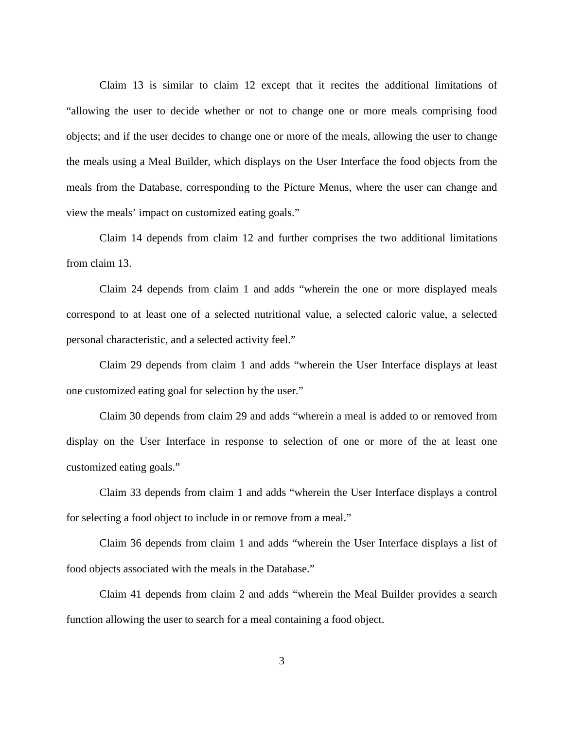Claim 13 is similar to claim 12 except that it recites the additional limitations of "allowing the user to decide whether or not to change one or more meals comprising food objects; and if the user decides to change one or more of the meals, allowing the user to change the meals using a Meal Builder, which displays on the User Interface the food objects from the meals from the Database, corresponding to the Picture Menus, where the user can change and view the meals' impact on customized eating goals."

Claim 14 depends from claim 12 and further comprises the two additional limitations from claim 13.

Claim 24 depends from claim 1 and adds "wherein the one or more displayed meals correspond to at least one of a selected nutritional value, a selected caloric value, a selected personal characteristic, and a selected activity feel."

Claim 29 depends from claim 1 and adds "wherein the User Interface displays at least one customized eating goal for selection by the user."

Claim 30 depends from claim 29 and adds "wherein a meal is added to or removed from display on the User Interface in response to selection of one or more of the at least one customized eating goals."

Claim 33 depends from claim 1 and adds "wherein the User Interface displays a control for selecting a food object to include in or remove from a meal."

Claim 36 depends from claim 1 and adds "wherein the User Interface displays a list of food objects associated with the meals in the Database."

Claim 41 depends from claim 2 and adds "wherein the Meal Builder provides a search function allowing the user to search for a meal containing a food object.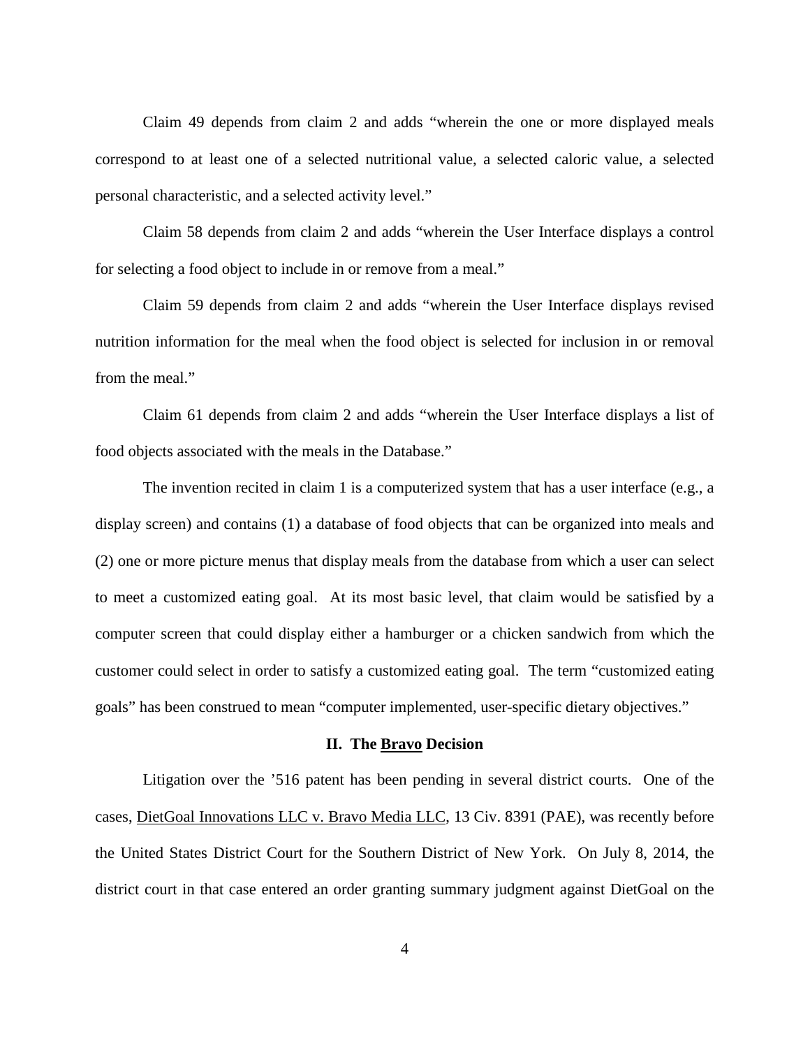Claim 49 depends from claim 2 and adds "wherein the one or more displayed meals correspond to at least one of a selected nutritional value, a selected caloric value, a selected personal characteristic, and a selected activity level."

Claim 58 depends from claim 2 and adds "wherein the User Interface displays a control for selecting a food object to include in or remove from a meal."

Claim 59 depends from claim 2 and adds "wherein the User Interface displays revised nutrition information for the meal when the food object is selected for inclusion in or removal from the meal."

Claim 61 depends from claim 2 and adds "wherein the User Interface displays a list of food objects associated with the meals in the Database."

The invention recited in claim 1 is a computerized system that has a user interface (e.g., a display screen) and contains (1) a database of food objects that can be organized into meals and (2) one or more picture menus that display meals from the database from which a user can select to meet a customized eating goal. At its most basic level, that claim would be satisfied by a computer screen that could display either a hamburger or a chicken sandwich from which the customer could select in order to satisfy a customized eating goal. The term "customized eating goals" has been construed to mean "computer implemented, user-specific dietary objectives."

## II. The Bravo Decision

Litigation over the '516 patent has been pending in several district courts. One of the cases, DietGoal Innovations LLC v. Bravo Media LLC, 13 Civ. 8391 (PAE), was recently before the United States District Court for the Southern District of New York. On July 8, 2014, the district court in that case entered an order granting summary judgment against DietGoal on the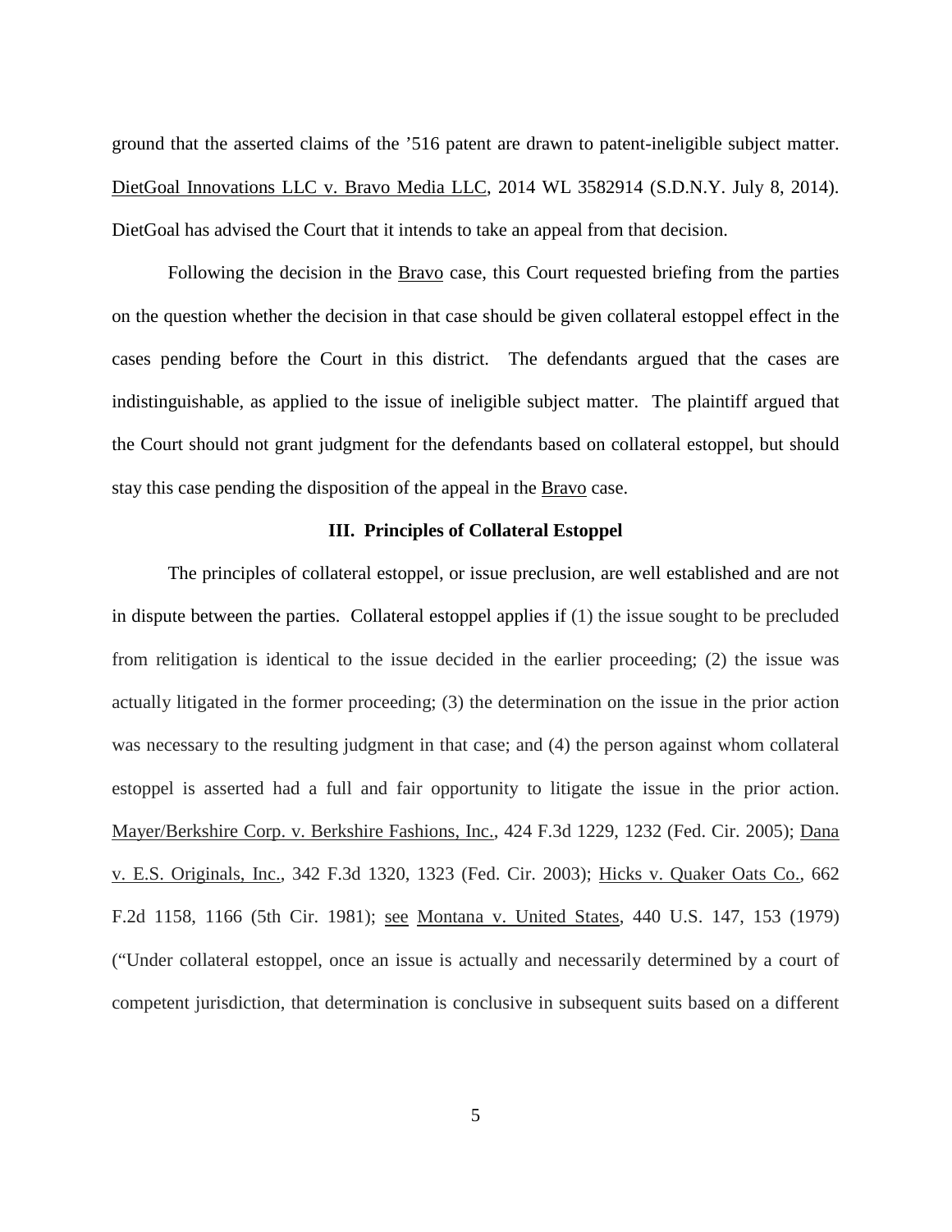ground that the asserted claims of the ’516 patent are drawn to patent-ineligible subject matter. DietGoal Innovations LLC v. Bravo Media LLC, 2014 WL 3582914 (S.D.N.Y. July 8, 2014). DietGoal has advised the Court that it intends to take an appeal from that decision.

Following the decision in the Bravo case, this Court requested briefing from the parties on the question whether the decision in that case should be given collateral estoppel effect in the cases pending before the Court in this district. The defendants argued that the cases are indistinguishable, as applied to the issue of ineligible subject matter. The plaintiff argued that the Court should not grant judgment for the defendants based on collateral estoppel, but should stay this case pending the disposition of the appeal in the Bravo case.

**III. Principles of Collateral Estoppel**

The principles of collateral estoppel, or issue preclusion, are well established and are not in dispute between the parties. Collateral estoppel applies if (1) the issue sought to be precluded from relitigation is identical to the issue decided in the earlier proceeding; (2) the issue was actually litigated in the former proceeding; (3) the determination on the issue in the prior action was necessary to the resulting judgment in that case; and (4) the person against whom collateral estoppel is asserted had a full and fair opportunity to litigate the issue in the prior action. Mayer/Berkshire Corp. v. Berkshire Fashions, Inc., 424 F.3d 1229, 1232 (Fed. Cir. 2005); Dana v. E.S. Originals, Inc., 342 F.3d 1320, 1323 (Fed. Cir. 2003); Hicks v. Quaker Oats Co., 662 F.2d 1158, 1166 (5th Cir. 1981); see Montana v. United States, 440 U.S. 147, 153 (1979) (“Under collateral estoppel, once an issue is actually and necessarily determined by a court of competent jurisdiction, that determination is conclusive in subsequent suits based on a different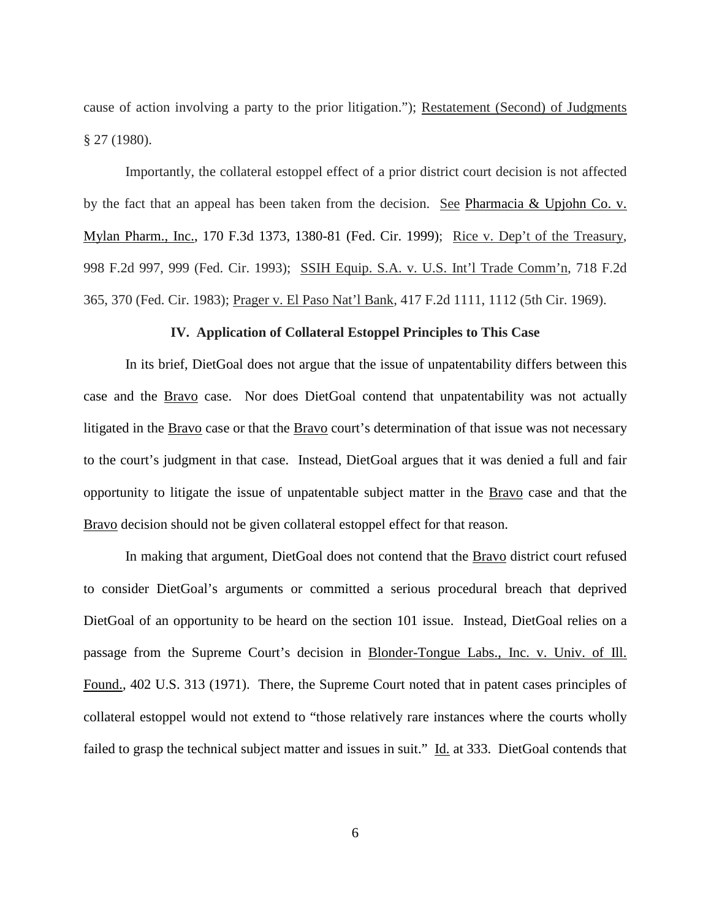cause of action involving a party to the prior litigation."); Restatement (Second) of Judgments § 27 (1980).

Importantly, the collateral estoppel effect of a prior district court decision is not affected by the fact that an appeal has been taken from the decision. See Pharmacia & Upjohn Co. v. Mylan Pharm., Inc., 170 F.3d 1373, 1380-81 (Fed. Cir. 1999); Rice v. Dep't of the Treasury, 998 F.2d 997, 999 (Fed. Cir. 1993); SSIH Equip. S.A. v. U.S. Int'l Trade Comm'n, 718 F.2d 365, 370 (Fed. Cir. 1983); Prager v. El Paso Nat'l Bank, 417 F.2d 1111, 1112 (5th Cir. 1969).

### IV. Application of Collateral Estoppel Principles to This Case

In its brief, DietGoal does not argue that the issue of unpatentability differs between this case and the Bravo case. Nor does DietGoal contend that unpatentability was not actually litigated in the Bravo case or that the Bravo court's determination of that issue was not necessary to the court's judgment in that case. Instead, DietGoal argues that it was denied a full and fair opportunity to litigate the issue of unpatentable subject matter in the Bravo case and that the Bravo decision should not be given collateral estoppel effect for that reason.

In making that argument, DietGoal does not contend that the Bravo district court refused to consider DietGoal's arguments or committed a serious procedural breach that deprived DietGoal of an opportunity to be heard on the section 101 issue. Instead, DietGoal relies on a passage from the Supreme Court's decision in Blonder-Tongue Labs., Inc. v. Univ. of Ill. Found., 402 U.S. 313 (1971). There, the Supreme Court noted that in patent cases principles of collateral estoppel would not extend to "those relatively rare instances where the courts wholly failed to grasp the technical subject matter and issues in suit." Id. at 333. DietGoal contends that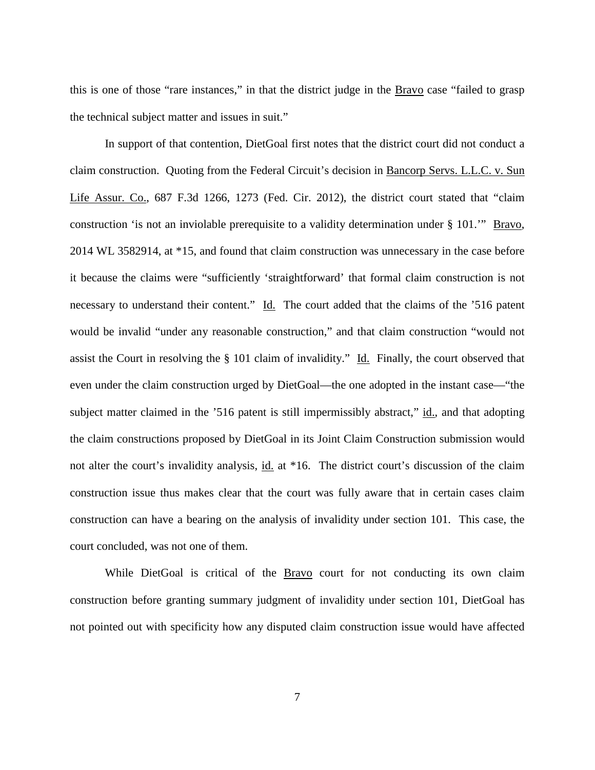this is one of those "rare instances," in that the district judge in the Bravo case "failed to grasp the technical subject matter and issues in suit."

In support of that contention, DietGoal first notes that the district court did not conduct a claim construction. Quoting from the Federal Circuit's decision in Bancorp Servs. L.L.C. v. Sun Life Assur. Co., 687 F.3d 1266, 1273 (Fed. Cir. 2012), the district court stated that "claim construction 'is not an inviolable prerequisite to a validity determination under § 101.'" Bravo, 2014 WL 3582914, at *15, and found that claim construction was unnecessary in the case before it because the claims were "sufficiently 'straightforward' that formal claim construction is not necessary to understand their content." Id. The court added that the claims of the '516 patent would be invalid "under any reasonable construction," and that claim construction "would not assist the Court in resolving the § 101 claim of invalidity." Id. Finally, the court observed that even under the claim construction urged by DietGoal—the one adopted in the instant case—"the subject matter claimed in the '516 patent is still impermissibly abstract," id., and that adopting the claim constructions proposed by DietGoal in its Joint Claim Construction submission would not alter the court's invalidity analysis, id. at *16. The district court's discussion of the claim construction issue thus makes clear that the court was fully aware that in certain cases claim construction can have a bearing on the analysis of invalidity under section 101. This case, the court concluded, was not one of them.

While DietGoal is critical of the Bravo court for not conducting its own claim construction before granting summary judgment of invalidity under section 101, DietGoal has not pointed out with specificity how any disputed claim construction issue would have affected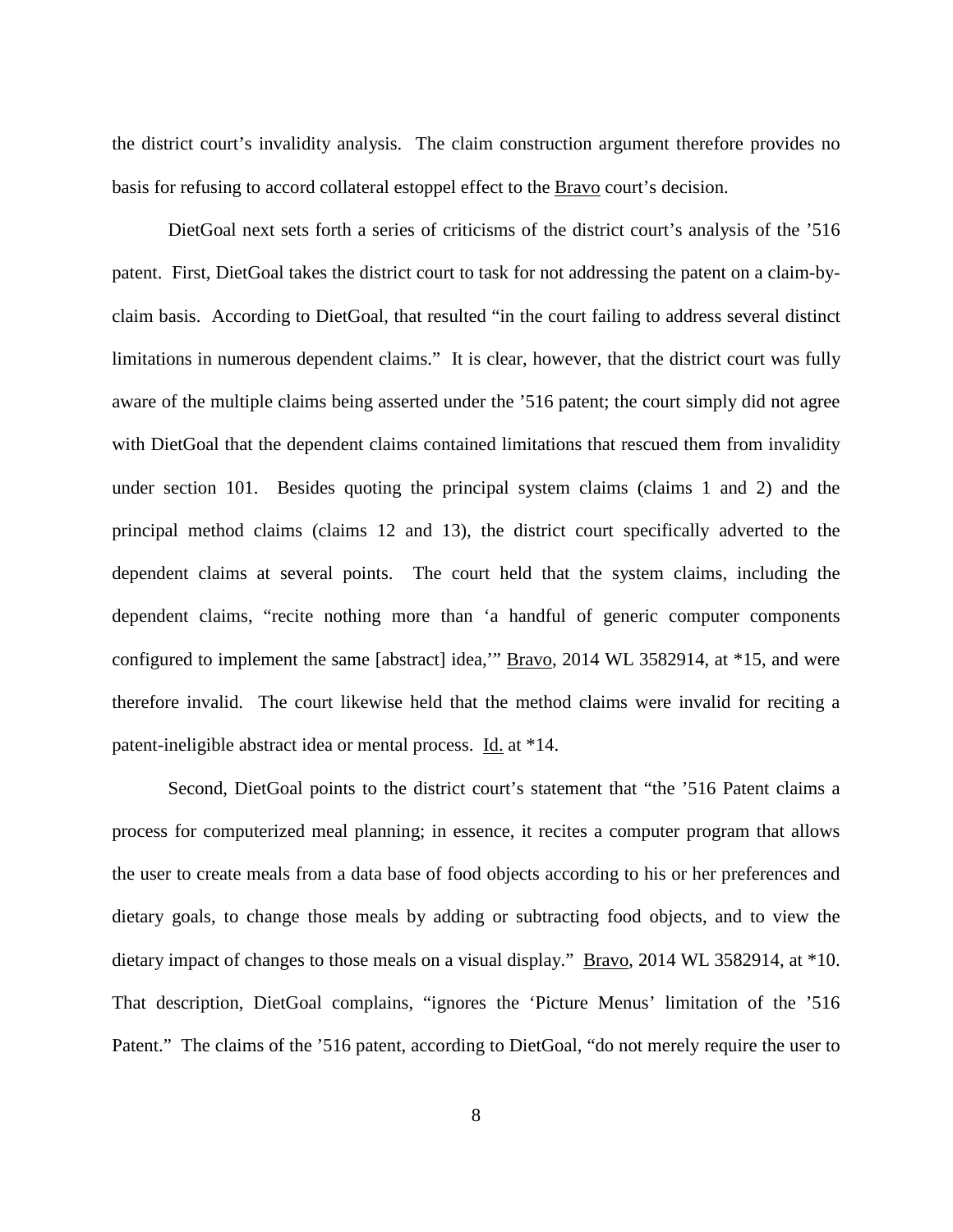the district court's invalidity analysis. The claim construction argument therefore provides no basis for refusing to accord collateral estoppel effect to the Bravo court's decision.

DietGoal next sets forth a series of criticisms of the district court's analysis of the '516 patent. First, DietGoal takes the district court to task for not addressing the patent on a claim-by-claim basis. According to DietGoal, that resulted "in the court failing to address several distinct limitations in numerous dependent claims." It is clear, however, that the district court was fully aware of the multiple claims being asserted under the '516 patent; the court simply did not agree with DietGoal that the dependent claims contained limitations that rescued them from invalidity under section 101. Besides quoting the principal system claims (claims 1 and 2) and the principal method claims (claims 12 and 13), the district court specifically adverted to the dependent claims at several points. The court held that the system claims, including the dependent claims, "recite nothing more than 'a handful of generic computer components configured to implement the same [abstract] idea,'" Bravo, 2014 WL 3582914, at *15, and were therefore invalid. The court likewise held that the method claims were invalid for reciting a patent-ineligible abstract idea or mental process. Id. at *14.

Second, DietGoal points to the district court's statement that "the '516 Patent claims a process for computerized meal planning; in essence, it recites a computer program that allows the user to create meals from a data base of food objects according to his or her preferences and dietary goals, to change those meals by adding or subtracting food objects, and to view the dietary impact of changes to those meals on a visual display." Bravo, 2014 WL 3582914, at *10. That description, DietGoal complains, "ignores the 'Picture Menus' limitation of the '516 Patent." The claims of the '516 patent, according to DietGoal, "do not merely require the user to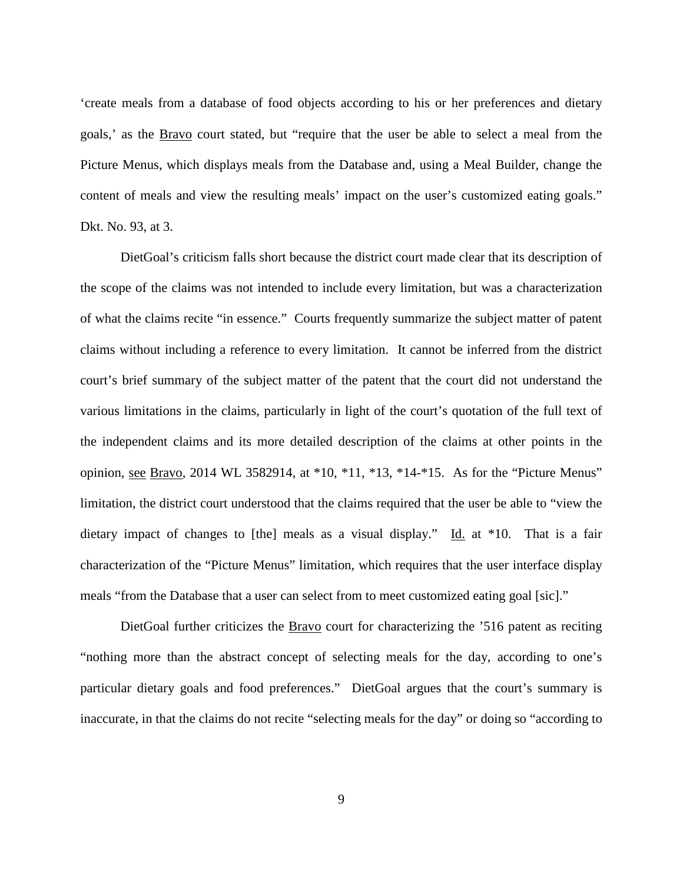'create meals from a database of food objects according to his or her preferences and dietary goals,' as the Bravo court stated, but "require that the user be able to select a meal from the Picture Menus, which displays meals from the Database and, using a Meal Builder, change the content of meals and view the resulting meals' impact on the user's customized eating goals." Dkt. No. 93, at 3.

DietGoal's criticism falls short because the district court made clear that its description of the scope of the claims was not intended to include every limitation, but was a characterization of what the claims recite "in essence." Courts frequently summarize the subject matter of patent claims without including a reference to every limitation. It cannot be inferred from the district court's brief summary of the subject matter of the patent that the court did not understand the various limitations in the claims, particularly in light of the court's quotation of the full text of the independent claims and its more detailed description of the claims at other points in the opinion, see Bravo, 2014 WL 3582914, at *10, *11, *13, *14-*15. As for the "Picture Menus" limitation, the district court understood that the claims required that the user be able to "view the dietary impact of changes to [the] meals as a visual display." Id. at *10. That is a fair characterization of the "Picture Menus" limitation, which requires that the user interface display meals "from the Database that a user can select from to meet customized eating goal [sic]."

DietGoal further criticizes the Bravo court for characterizing the '516 patent as reciting "nothing more than the abstract concept of selecting meals for the day, according to one's particular dietary goals and food preferences." DietGoal argues that the court's summary is inaccurate, in that the claims do not recite "selecting meals for the day" or doing so "according to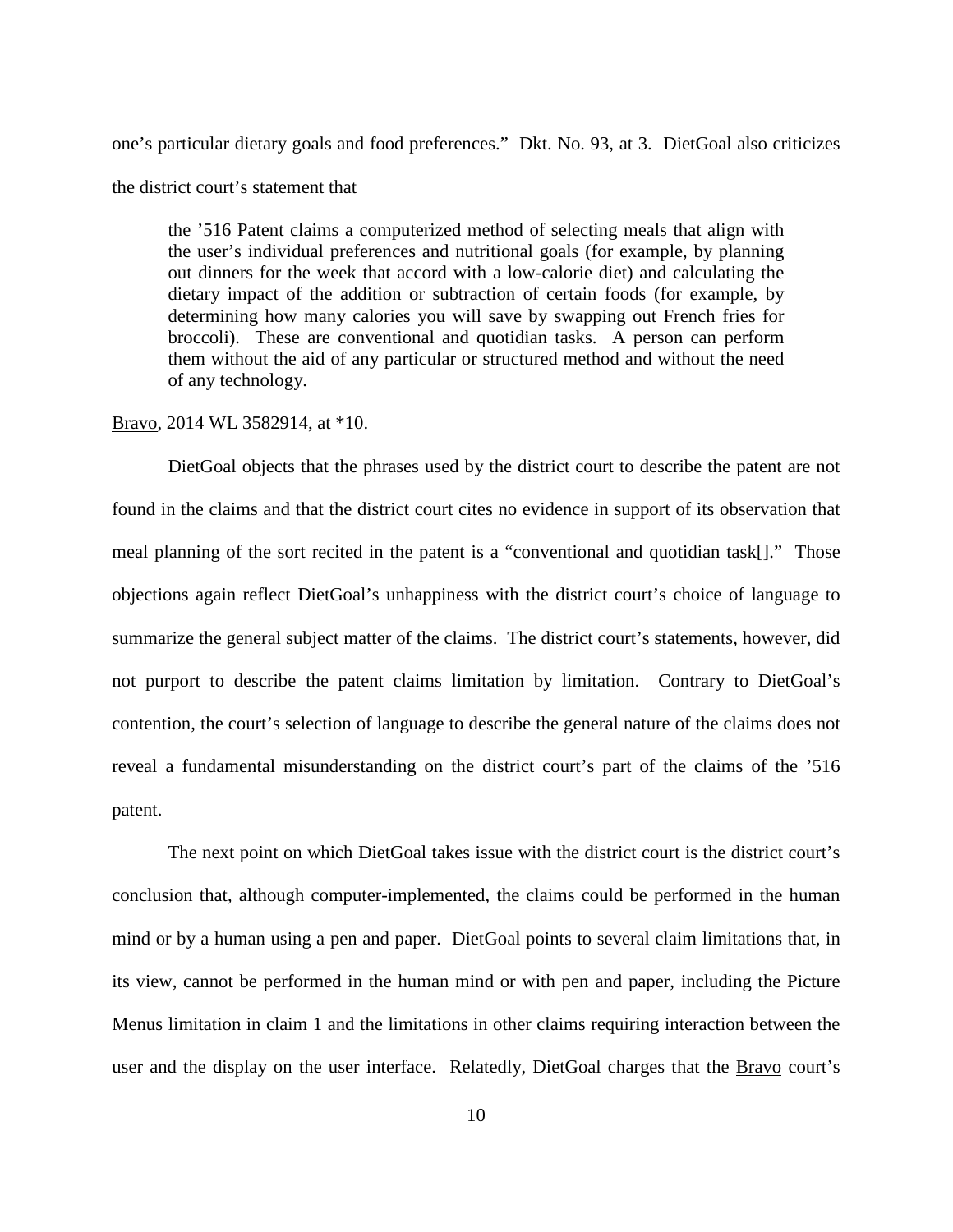one's particular dietary goals and food preferences." Dkt. No. 93, at 3. DietGoal also criticizes the district court's statement that

> the '516 Patent claims a computerized method of selecting meals that align with the user's individual preferences and nutritional goals (for example, by planning out dinners for the week that accord with a low-calorie diet) and calculating the dietary impact of the addition or subtraction of certain foods (for example, by determining how many calories you will save by swapping out French fries for broccoli). These are conventional and quotidian tasks. A person can perform them without the aid of any particular or structured method and without the need of any technology.

Bravo, 2014 WL 3582914, at *10.

DietGoal objects that the phrases used by the district court to describe the patent are not found in the claims and that the district court cites no evidence in support of its observation that meal planning of the sort recited in the patent is a "conventional and quotidian task[]." Those objections again reflect DietGoal's unhappiness with the district court's choice of language to summarize the general subject matter of the claims. The district court's statements, however, did not purport to describe the patent claims limitation by limitation. Contrary to DietGoal's contention, the court's selection of language to describe the general nature of the claims does not reveal a fundamental misunderstanding on the district court's part of the claims of the '516 patent.

The next point on which DietGoal takes issue with the district court is the district court's conclusion that, although computer-implemented, the claims could be performed in the human mind or by a human using a pen and paper. DietGoal points to several claim limitations that, in its view, cannot be performed in the human mind or with pen and paper, including the Picture Menus limitation in claim 1 and the limitations in other claims requiring interaction between the user and the display on the user interface. Relatedly, DietGoal charges that the Bravo court's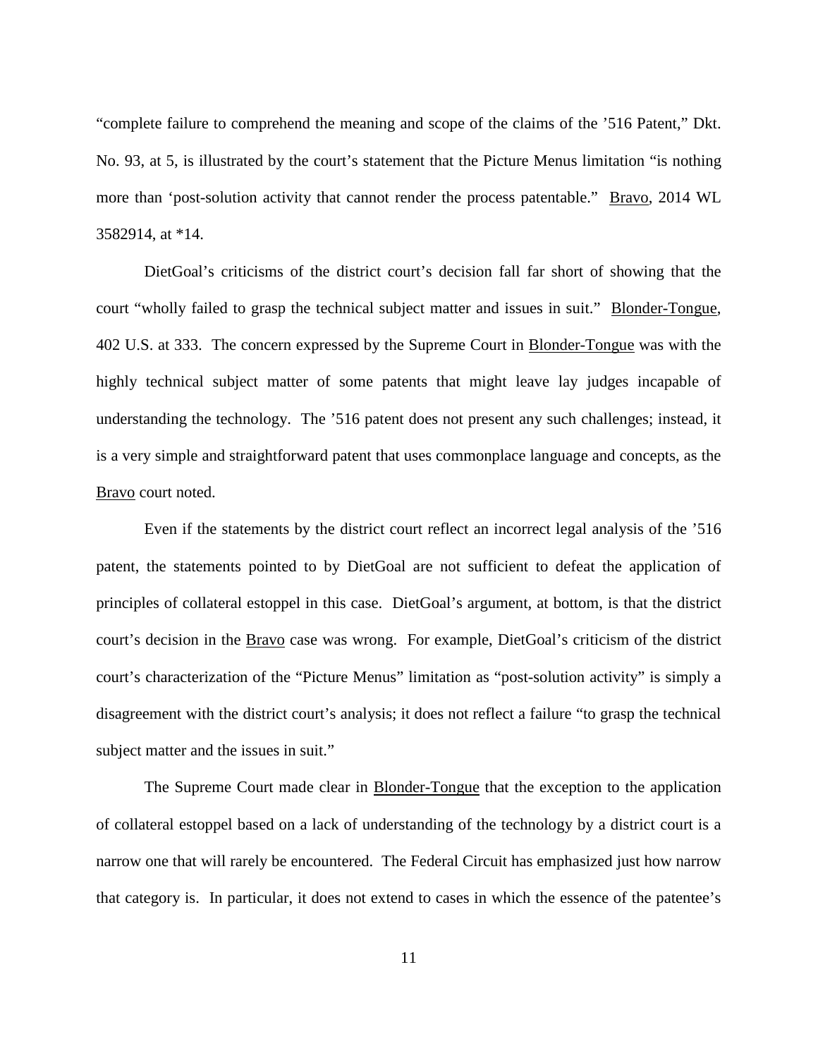"complete failure to comprehend the meaning and scope of the claims of the '516 Patent," Dkt. No. 93, at 5, is illustrated by the court's statement that the Picture Menus limitation "is nothing more than 'post-solution activity that cannot render the process patentable." Bravo, 2014 WL 3582914, at *14.

DietGoal's criticisms of the district court's decision fall far short of showing that the court "wholly failed to grasp the technical subject matter and issues in suit." Blonder-Tongue, 402 U.S. at 333. The concern expressed by the Supreme Court in Blonder-Tongue was with the highly technical subject matter of some patents that might leave lay judges incapable of understanding the technology. The '516 patent does not present any such challenges; instead, it is a very simple and straightforward patent that uses commonplace language and concepts, as the Bravo court noted.

Even if the statements by the district court reflect an incorrect legal analysis of the '516 patent, the statements pointed to by DietGoal are not sufficient to defeat the application of principles of collateral estoppel in this case. DietGoal's argument, at bottom, is that the district court's decision in the Bravo case was wrong. For example, DietGoal's criticism of the district court's characterization of the "Picture Menus" limitation as "post-solution activity" is simply a disagreement with the district court's analysis; it does not reflect a failure "to grasp the technical subject matter and the issues in suit."

The Supreme Court made clear in Blonder-Tongue that the exception to the application of collateral estoppel based on a lack of understanding of the technology by a district court is a narrow one that will rarely be encountered. The Federal Circuit has emphasized just how narrow that category is. In particular, it does not extend to cases in which the essence of the patentee's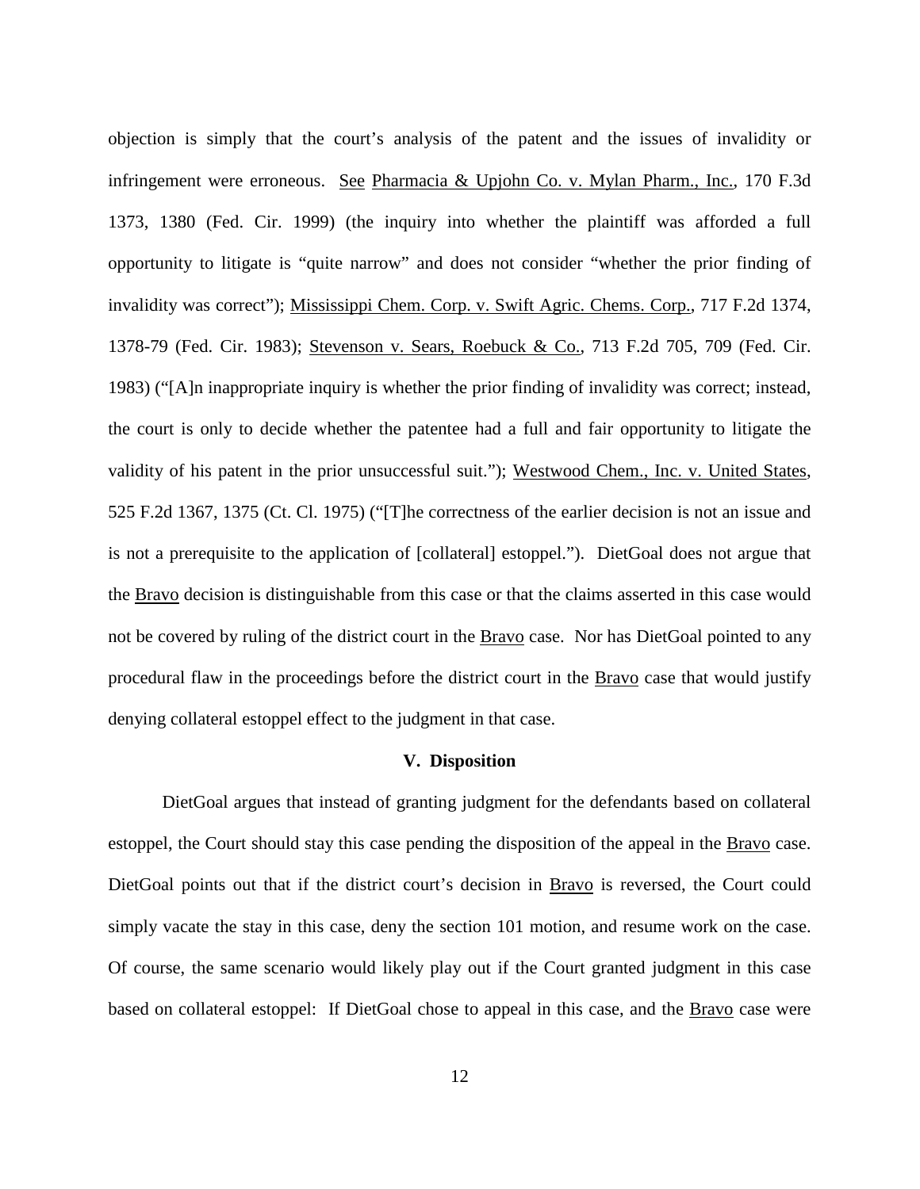objection is simply that the court's analysis of the patent and the issues of invalidity or infringement were erroneous. See Pharmacia & Upjohn Co. v. Mylan Pharm., Inc., 170 F.3d 1373, 1380 (Fed. Cir. 1999) (the inquiry into whether the plaintiff was afforded a full opportunity to litigate is "quite narrow" and does not consider "whether the prior finding of invalidity was correct"); Mississippi Chem. Corp. v. Swift Agric. Chems. Corp., 717 F.2d 1374, 1378-79 (Fed. Cir. 1983); Stevenson v. Sears, Roebuck & Co., 713 F.2d 705, 709 (Fed. Cir. 1983) ("[A]n inappropriate inquiry is whether the prior finding of invalidity was correct; instead, the court is only to decide whether the patentee had a full and fair opportunity to litigate the validity of his patent in the prior unsuccessful suit."); Westwood Chem., Inc. v. United States, 525 F.2d 1367, 1375 (Ct. Cl. 1975) ("[T]he correctness of the earlier decision is not an issue and is not a prerequisite to the application of [collateral] estoppel."). DietGoal does not argue that the Bravo decision is distinguishable from this case or that the claims asserted in this case would not be covered by ruling of the district court in the Bravo case. Nor has DietGoal pointed to any procedural flaw in the proceedings before the district court in the Bravo case that would justify denying collateral estoppel effect to the judgment in that case.

## V. Disposition

DietGoal argues that instead of granting judgment for the defendants based on collateral estoppel, the Court should stay this case pending the disposition of the appeal in the Bravo case. DietGoal points out that if the district court's decision in Bravo is reversed, the Court could simply vacate the stay in this case, deny the section 101 motion, and resume work on the case. Of course, the same scenario would likely play out if the Court granted judgment in this case based on collateral estoppel: If DietGoal chose to appeal in this case, and the Bravo case were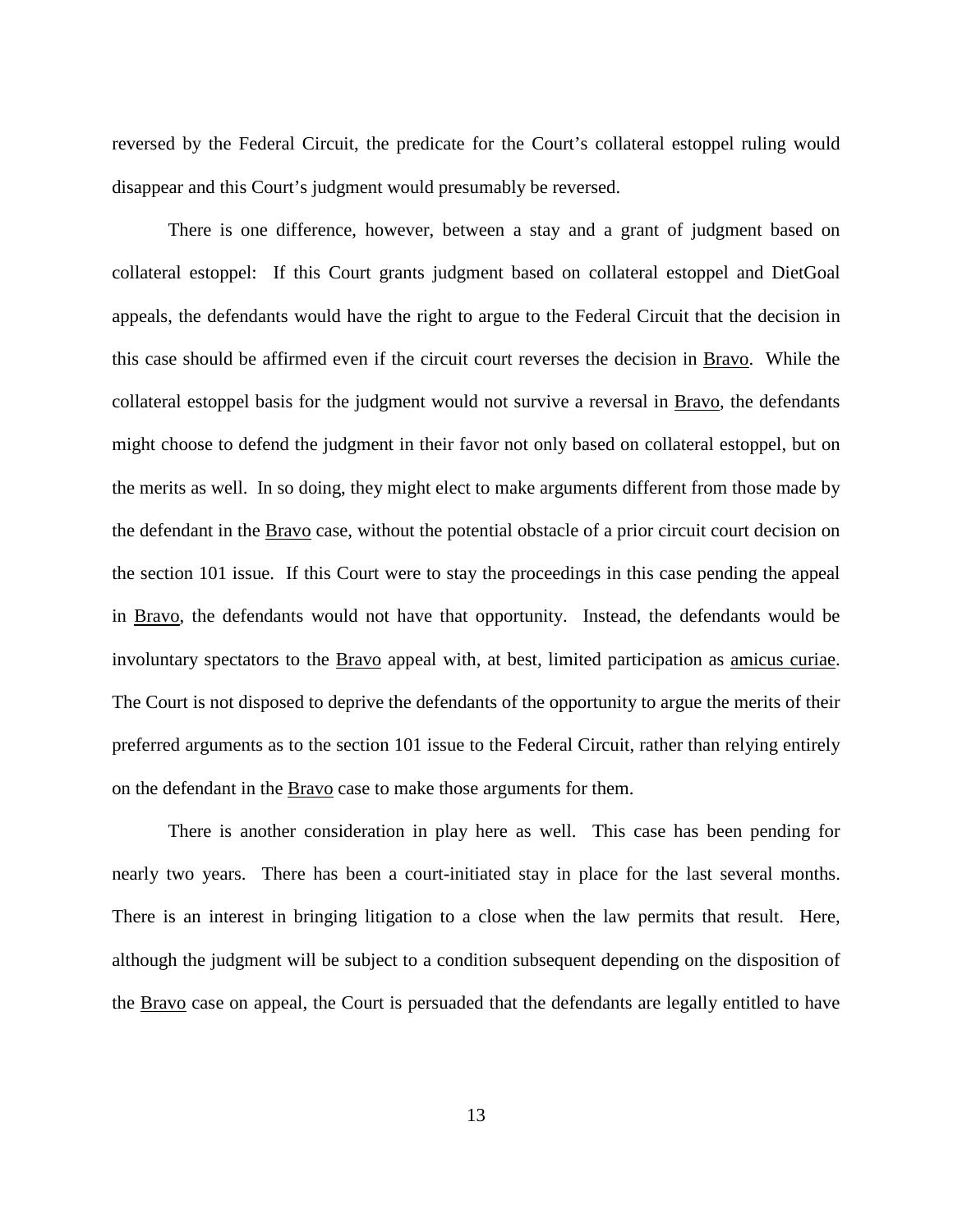reversed by the Federal Circuit, the predicate for the Court's collateral estoppel ruling would disappear and this Court's judgment would presumably be reversed.

There is one difference, however, between a stay and a grant of judgment based on collateral estoppel: If this Court grants judgment based on collateral estoppel and DietGoal appeals, the defendants would have the right to argue to the Federal Circuit that the decision in this case should be affirmed even if the circuit court reverses the decision in Bravo. While the collateral estoppel basis for the judgment would not survive a reversal in Bravo, the defendants might choose to defend the judgment in their favor not only based on collateral estoppel, but on the merits as well. In so doing, they might elect to make arguments different from those made by the defendant in the Bravo case, without the potential obstacle of a prior circuit court decision on the section 101 issue. If this Court were to stay the proceedings in this case pending the appeal in Bravo, the defendants would not have that opportunity. Instead, the defendants would be involuntary spectators to the Bravo appeal with, at best, limited participation as amicus curiae. The Court is not disposed to deprive the defendants of the opportunity to argue the merits of their preferred arguments as to the section 101 issue to the Federal Circuit, rather than relying entirely on the defendant in the Bravo case to make those arguments for them.

There is another consideration in play here as well. This case has been pending for nearly two years. There has been a court-initiated stay in place for the last several months. There is an interest in bringing litigation to a close when the law permits that result. Here, although the judgment will be subject to a condition subsequent depending on the disposition of the Bravo case on appeal, the Court is persuaded that the defendants are legally entitled to have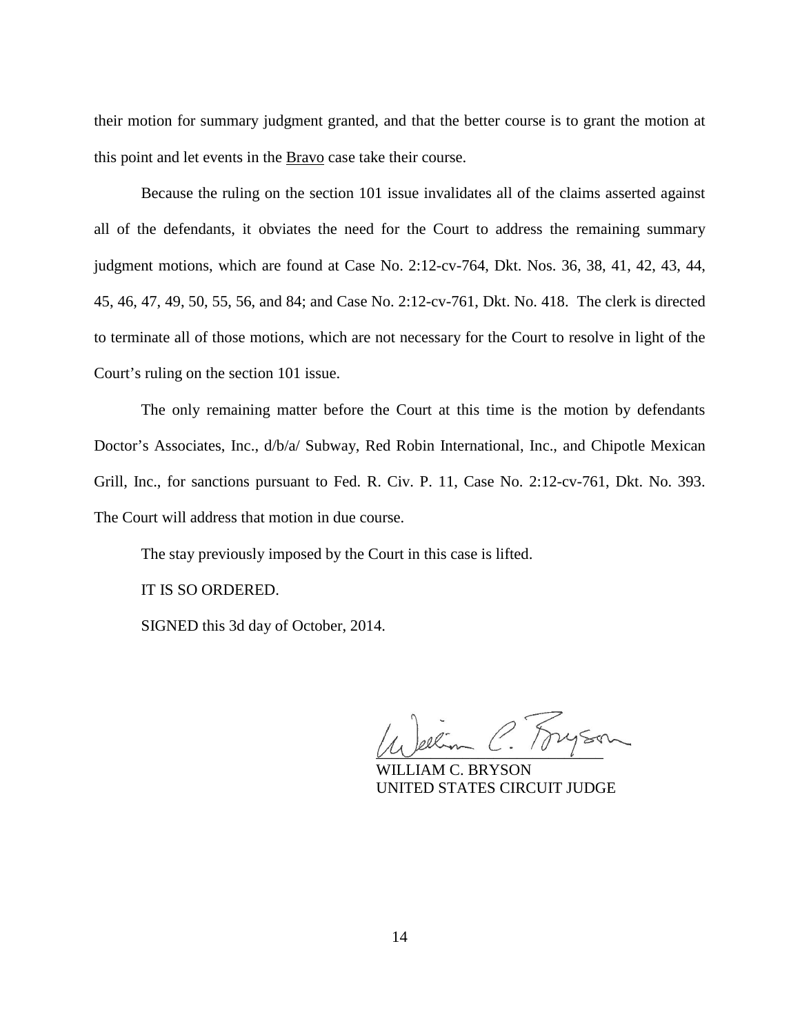their motion for summary judgment granted, and that the better course is to grant the motion at this point and let events in the Bravo case take their course.

Because the ruling on the section 101 issue invalidates all of the claims asserted against all of the defendants, it obviates the need for the Court to address the remaining summary judgment motions, which are found at Case No. 2:12-cv-764, Dkt. Nos. 36, 38, 41, 42, 43, 44, 45, 46, 47, 49, 50, 55, 56, and 84; and Case No. 2:12-cv-761, Dkt. No. 418. The clerk is directed to terminate all of those motions, which are not necessary for the Court to resolve in light of the Court's ruling on the section 101 issue.

The only remaining matter before the Court at this time is the motion by defendants Doctor's Associates, Inc., d/b/a/ Subway, Red Robin International, Inc., and Chipotle Mexican Grill, Inc., for sanctions pursuant to Fed. R. Civ. P. 11, Case No. 2:12-cv-761, Dkt. No. 393. The Court will address that motion in due course.

The stay previously imposed by the Court in this case is lifted.

IT IS SO ORDERED.

SIGNED this 3d day of October, 2014.

WILLIAM C. BRYSON
UNITED STATES CIRCUIT JUDGE